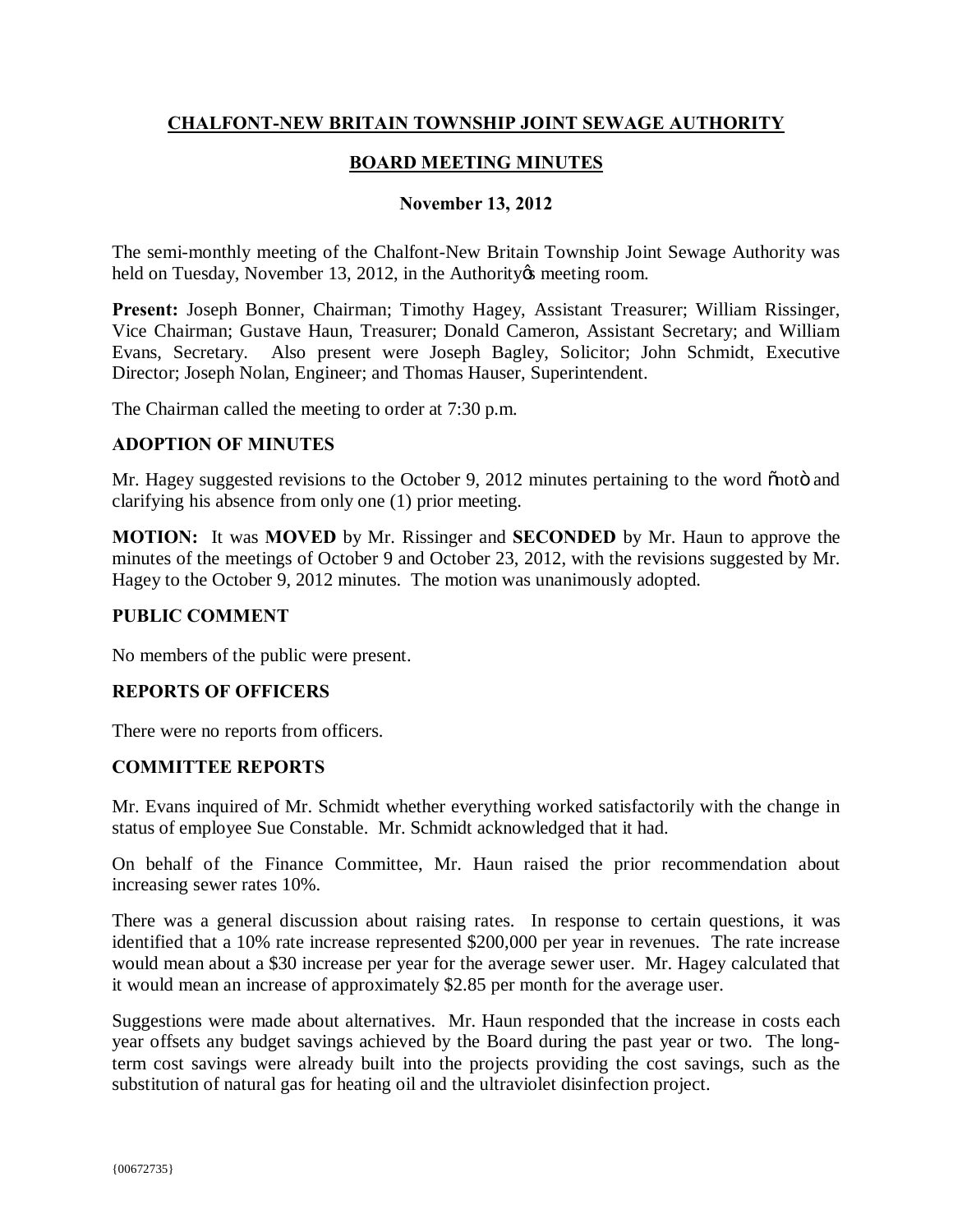# CHALFONT-NEW BRITAIN TOWNSHIP JOINT SEWAGE AUTHORITY

## BOARD MEETING MINUTES

### November 13, 2012

The semi-monthly meeting of the Chalfont-New Britain Township Joint Sewage Authority was held on Tuesday, November 13, 2012, in the Authority's meeting room.

**Present:** Joseph Bonner, Chairman; Timothy Hagey, Assistant Treasurer; William Rissinger, Vice Chairman; Gustave Haun, Treasurer; Donald Cameron, Assistant Secretary; and William Evans, Secretary. Also present were Joseph Bagley, Solicitor; John Schmidt, Executive Director; Joseph Nolan, Engineer; and Thomas Hauser, Superintendent.

The Chairman called the meeting to order at 7:30 p.m.

### ADOPTION OF MINUTES

Mr. Hagey suggested revisions to the October 9, 2012 minutes pertaining to the word "not" and clarifying his absence from only one (1) prior meeting.

**MOTION:** It was **MOVED** by Mr. Rissinger and **SECONDED** by Mr. Haun to approve the minutes of the meetings of October 9 and October 23, 2012, with the revisions suggested by Mr. Hagey to the October 9, 2012 minutes. The motion was unanimously adopted.

### PUBLIC COMMENT

No members of the public were present.

### REPORTS OF OFFICERS

There were no reports from officers.

### COMMITTEE REPORTS

Mr. Evans inquired of Mr. Schmidt whether everything worked satisfactorily with the change in status of employee Sue Constable. Mr. Schmidt acknowledged that it had.

On behalf of the Finance Committee, Mr. Haun raised the prior recommendation about increasing sewer rates 10%.

There was a general discussion about raising rates. In response to certain questions, it was identified that a 10% rate increase represented $200,000 per year in revenues. The rate increase would mean about a $30 increase per year for the average sewer user. Mr. Hagey calculated that it would mean an increase of approximately $2.85 per month for the average user.

Suggestions were made about alternatives. Mr. Haun responded that the increase in costs each year offsets any budget savings achieved by the Board during the past year or two. The long-term cost savings were already built into the projects providing the cost savings, such as the substitution of natural gas for heating oil and the ultraviolet disinfection project.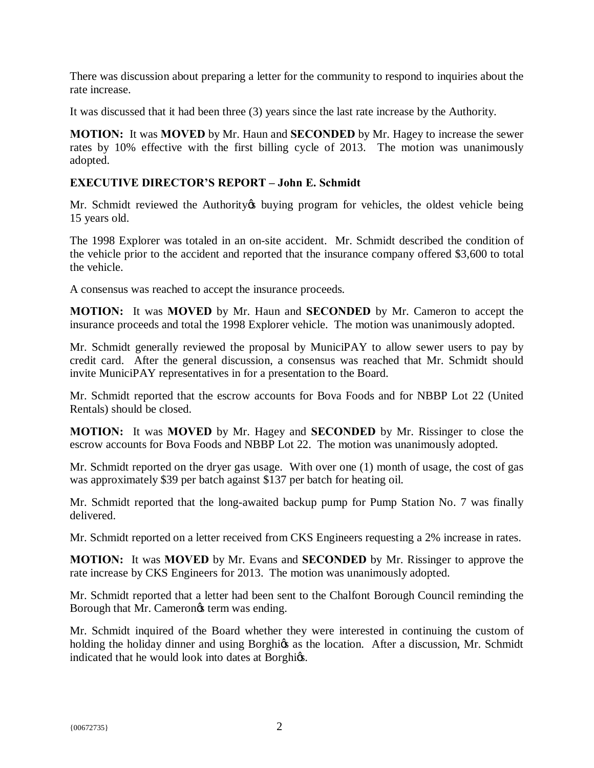There was discussion about preparing a letter for the community to respond to inquiries about the rate increase.

It was discussed that it had been three (3) years since the last rate increase by the Authority.

**MOTION:** It was **MOVED** by Mr. Haun and **SECONDED** by Mr. Hagey to increase the sewer rates by 10% effective with the first billing cycle of 2013. The motion was unanimously adopted.

**EXECUTIVE DIRECTOR'S REPORT – John E. Schmidt**

Mr. Schmidt reviewed the Authority's buying program for vehicles, the oldest vehicle being 15 years old.

The 1998 Explorer was totaled in an on-site accident. Mr. Schmidt described the condition of the vehicle prior to the accident and reported that the insurance company offered $3,600 to total the vehicle.

A consensus was reached to accept the insurance proceeds.

**MOTION:** It was **MOVED** by Mr. Haun and **SECONDED** by Mr. Cameron to accept the insurance proceeds and total the 1998 Explorer vehicle. The motion was unanimously adopted.

Mr. Schmidt generally reviewed the proposal by MuniciPAY to allow sewer users to pay by credit card. After the general discussion, a consensus was reached that Mr. Schmidt should invite MuniciPAY representatives in for a presentation to the Board.

Mr. Schmidt reported that the escrow accounts for Bova Foods and for NBBP Lot 22 (United Rentals) should be closed.

**MOTION:** It was **MOVED** by Mr. Hagey and **SECONDED** by Mr. Rissinger to close the escrow accounts for Bova Foods and NBBP Lot 22. The motion was unanimously adopted.

Mr. Schmidt reported on the dryer gas usage. With over one (1) month of usage, the cost of gas was approximately $39 per batch against $137 per batch for heating oil.

Mr. Schmidt reported that the long-awaited backup pump for Pump Station No. 7 was finally delivered.

Mr. Schmidt reported on a letter received from CKS Engineers requesting a 2% increase in rates.

**MOTION:** It was **MOVED** by Mr. Evans and **SECONDED** by Mr. Rissinger to approve the rate increase by CKS Engineers for 2013. The motion was unanimously adopted.

Mr. Schmidt reported that a letter had been sent to the Chalfont Borough Council reminding the Borough that Mr. Cameron's term was ending.

Mr. Schmidt inquired of the Board whether they were interested in continuing the custom of holding the holiday dinner and using Borghi's as the location. After a discussion, Mr. Schmidt indicated that he would look into dates at Borghi's.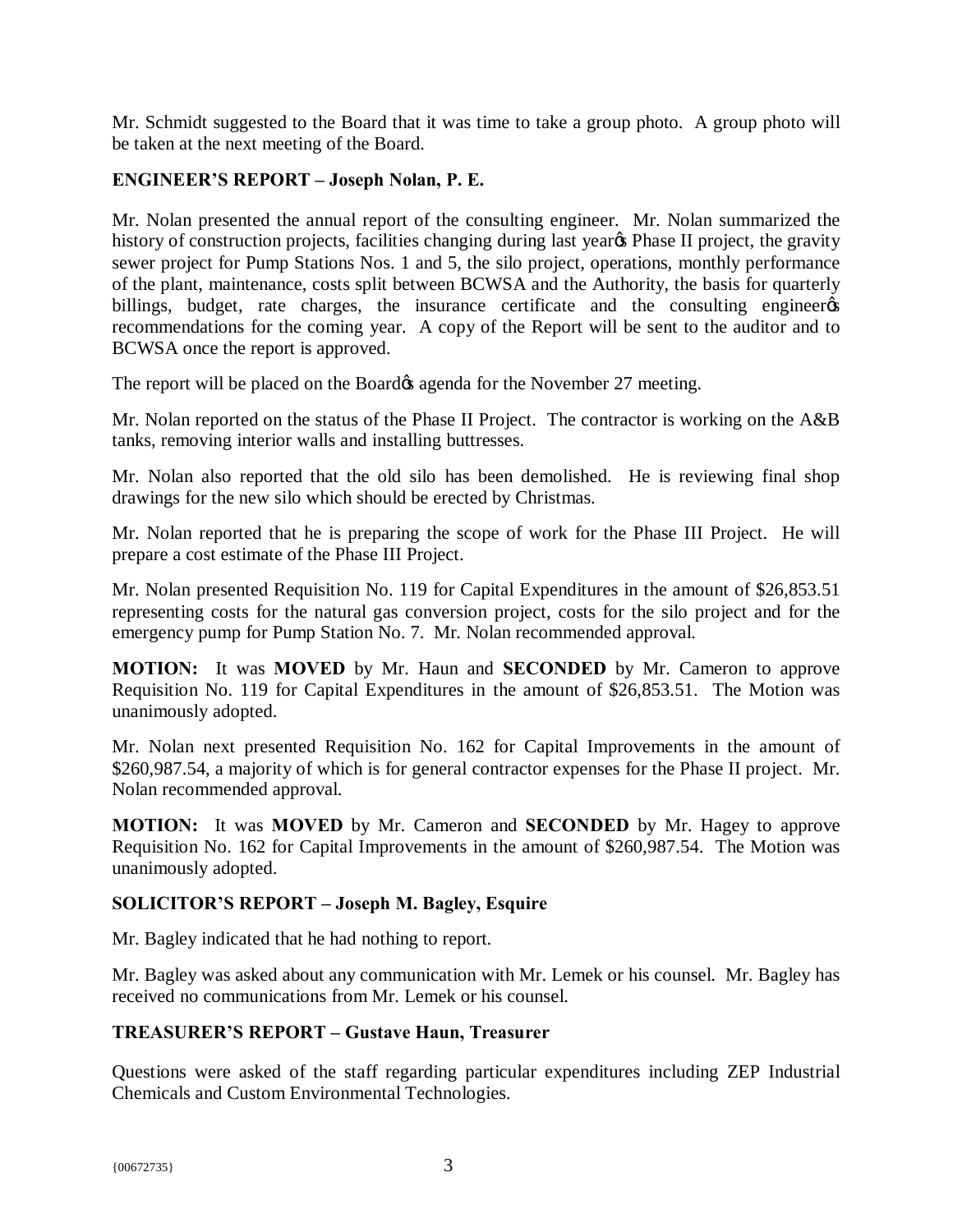Mr. Schmidt suggested to the Board that it was time to take a group photo. A group photo will be taken at the next meeting of the Board.

**ENGINEER'S REPORT – Joseph Nolan, P. E.**

Mr. Nolan presented the annual report of the consulting engineer. Mr. Nolan summarized the history of construction projects, facilities changing during last year's Phase II project, the gravity sewer project for Pump Stations Nos. 1 and 5, the silo project, operations, monthly performance of the plant, maintenance, costs split between BCWSA and the Authority, the basis for quarterly billings, budget, rate charges, the insurance certificate and the consulting engineer's recommendations for the coming year. A copy of the Report will be sent to the auditor and to BCWSA once the report is approved.

The report will be placed on the Board's agenda for the November 27 meeting.

Mr. Nolan reported on the status of the Phase II Project. The contractor is working on the A&B tanks, removing interior walls and installing buttresses.

Mr. Nolan also reported that the old silo has been demolished. He is reviewing final shop drawings for the new silo which should be erected by Christmas.

Mr. Nolan reported that he is preparing the scope of work for the Phase III Project. He will prepare a cost estimate of the Phase III Project.

Mr. Nolan presented Requisition No. 119 for Capital Expenditures in the amount of $26,853.51 representing costs for the natural gas conversion project, costs for the silo project and for the emergency pump for Pump Station No. 7. Mr. Nolan recommended approval.

**MOTION:** It was **MOVED** by Mr. Haun and **SECONDED** by Mr. Cameron to approve Requisition No. 119 for Capital Expenditures in the amount of $26,853.51. The Motion was unanimously adopted.

Mr. Nolan next presented Requisition No. 162 for Capital Improvements in the amount of $260,987.54, a majority of which is for general contractor expenses for the Phase II project. Mr. Nolan recommended approval.

**MOTION:** It was **MOVED** by Mr. Cameron and **SECONDED** by Mr. Hagey to approve Requisition No. 162 for Capital Improvements in the amount of $260,987.54. The Motion was unanimously adopted.

**SOLICITOR'S REPORT – Joseph M. Bagley, Esquire**

Mr. Bagley indicated that he had nothing to report.

Mr. Bagley was asked about any communication with Mr. Lemek or his counsel. Mr. Bagley has received no communications from Mr. Lemek or his counsel.

**TREASURER'S REPORT – Gustave Haun, Treasurer**

Questions were asked of the staff regarding particular expenditures including ZEP Industrial Chemicals and Custom Environmental Technologies.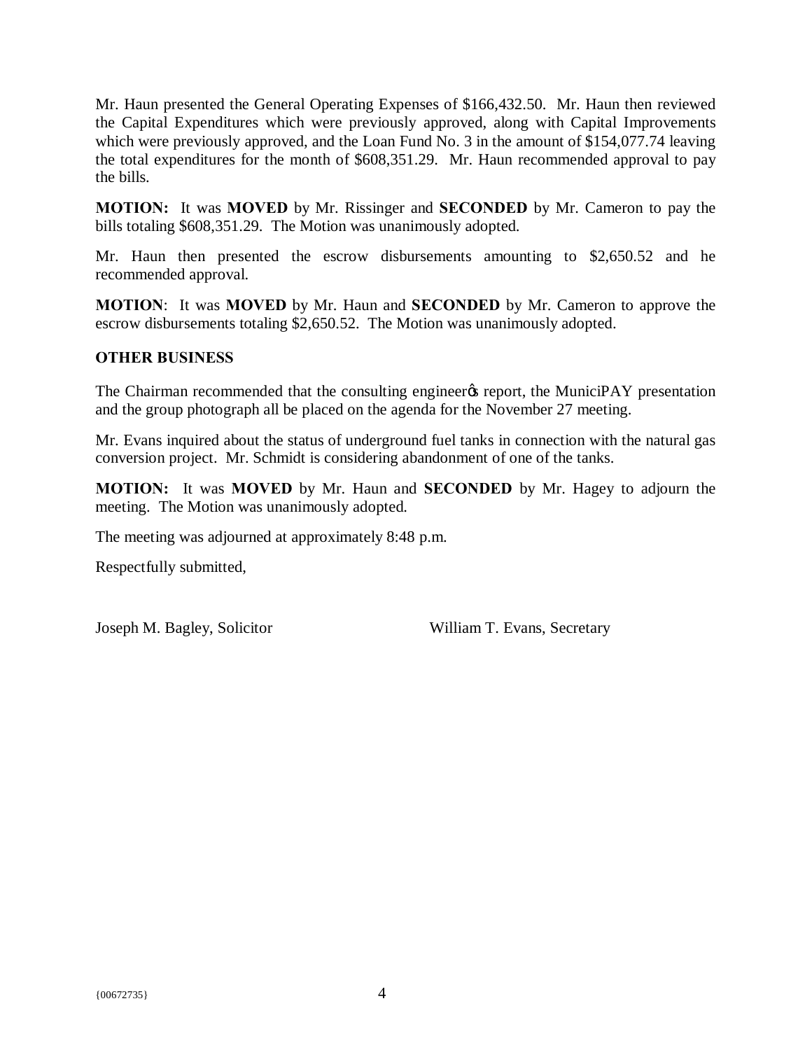Mr. Haun presented the General Operating Expenses of $166,432.50. Mr. Haun then reviewed the Capital Expenditures which were previously approved, along with Capital Improvements which were previously approved, and the Loan Fund No. 3 in the amount of $154,077.74 leaving the total expenditures for the month of $608,351.29. Mr. Haun recommended approval to pay the bills.

**MOTION:** It was **MOVED** by Mr. Rissinger and **SECONDED** by Mr. Cameron to pay the bills totaling $608,351.29. The Motion was unanimously adopted.

Mr. Haun then presented the escrow disbursements amounting to $2,650.52 and he recommended approval.

**MOTION**: It was **MOVED** by Mr. Haun and **SECONDED** by Mr. Cameron to approve the escrow disbursements totaling $2,650.52. The Motion was unanimously adopted.

**OTHER BUSINESS**

The Chairman recommended that the consulting engineer's report, the MuniciPAY presentation and the group photograph all be placed on the agenda for the November 27 meeting.

Mr. Evans inquired about the status of underground fuel tanks in connection with the natural gas conversion project. Mr. Schmidt is considering abandonment of one of the tanks.

**MOTION:** It was **MOVED** by Mr. Haun and **SECONDED** by Mr. Hagey to adjourn the meeting. The Motion was unanimously adopted.

The meeting was adjourned at approximately 8:48 p.m.

Respectfully submitted,

Joseph M. Bagley, Solicitor          William T. Evans, Secretary

{00672735}